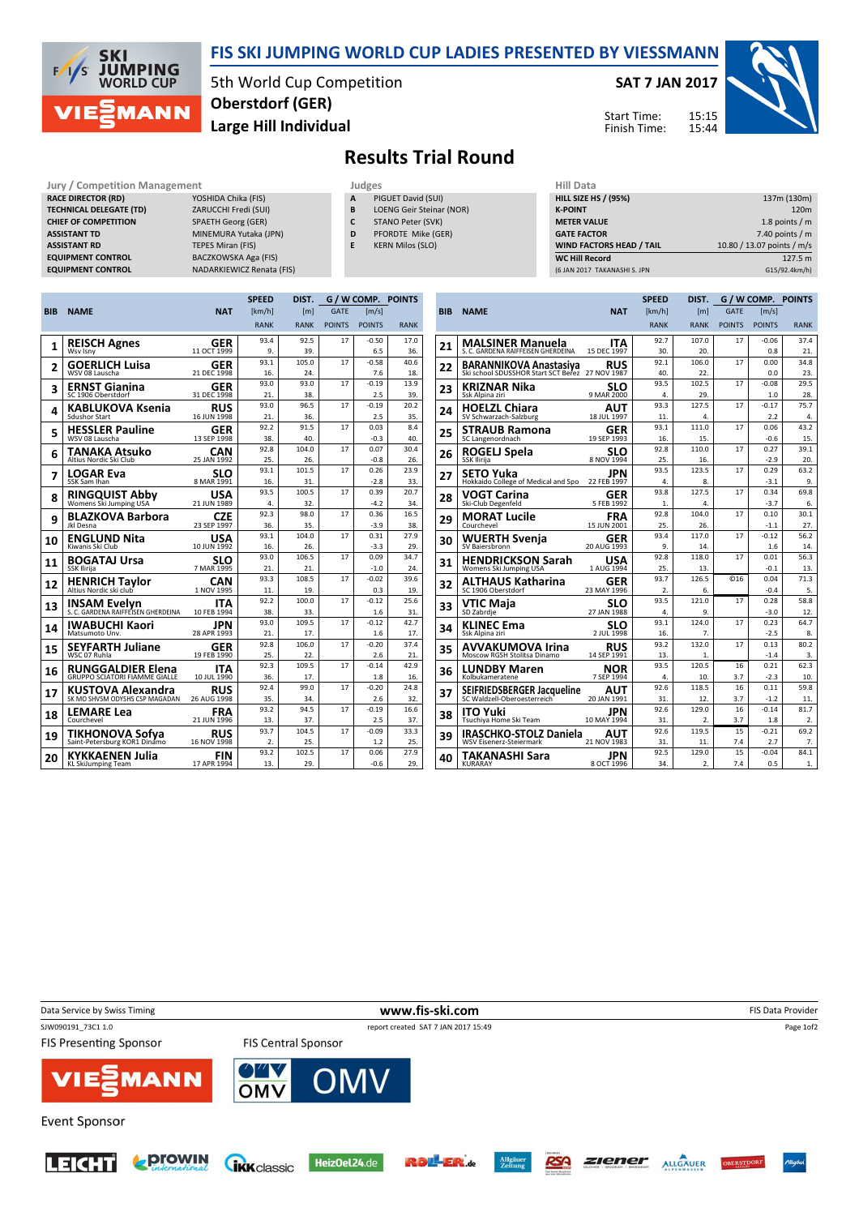# FIS SKI JUMPING WORLD CUP LADIES PRESENTED BY VIESSMANN

5th World Cup Competition
**Oberstdorf (GER)**
**Large Hill Individual**

**SAT 7 JAN 2017**

Start Time: 15:15
Finish Time: 15:44

## Results Trial Round

| Jury / Competition Management | |
|---|---|
| RACE DIRECTOR (RD) | YOSHIDA Chika (FIS) |
| TECHNICAL DELEGATE (TD) | ZARUCCHI Fredi (SUI) |
| CHIEF OF COMPETITION | SPAETH Georg (GER) |
| ASSISTANT TD | MINEMURA Yutaka (JPN) |
| ASSISTANT RD | TEPES Miran (FIS) |
| EQUIPMENT CONTROL | BACZKOWSKA Aga (FIS) |
| EQUIPMENT CONTROL | NADARKIEWICZ Renata (FIS) |

| Judges | |
|---|---|
| A | PIGUET David (SUI) |
| B | LOENG Geir Steinar (NOR) |
| C | STANO Peter (SVK) |
| D | PFORDTE Mike (GER) |
| E | KERN Milos (SLO) |

| Hill Data | |
|---|---|
| HILL SIZE HS / (95%) | 137m (130m) |
| K-POINT | 120m |
| METER VALUE | 1.8 points / m |
| GATE FACTOR | 7.40 points / m |
| WIND FACTORS HEAD / TAIL | 10.80 / 13.07 points / m/s |
| WC Hill Record | 127.5 m |
| (6 JAN 2017 TAKANASHI S. JPN | G15/92.4km/h) |

| BIB | NAME | NAT | SPEED [km/h] | SPEED RANK | DIST. [m] | DIST. RANK | GATE | GATE POINTS | WIND [m/s] | WIND POINTS | POINTS | RANK |
|---|---|---|---|---|---|---|---|---|---|---|---|---|
| 1 | REISCH Agnes / Wsv Isny | GER / 11 OCT 1999 | 93.4 | 9. | 92.5 | 39. | 17 | | -0.50 | 6.5 | 17.0 | 36. |
| 2 | GOERLICH Luisa / WSV 08 Lauscha | GER / 21 DEC 1998 | 93.1 | 16. | 105.0 | 24. | 17 | | -0.58 | 7.6 | 40.6 | 18. |
| 3 | ERNST Gianina / SC 1906 Oberstdorf | GER / 31 DEC 1998 | 93.0 | 21. | 93.0 | 38. | 17 | | -0.19 | 2.5 | 13.9 | 39. |
| 4 | KABLUKOVA Ksenia / Sdushor Start | RUS / 16 JUN 1998 | 93.0 | 21. | 96.5 | 36. | 17 | | -0.19 | 2.5 | 20.2 | 35. |
| 5 | HESSLER Pauline / WSV 08 Lauscha | GER / 13 SEP 1998 | 92.2 | 38. | 91.5 | 40. | 17 | | 0.03 | -0.3 | 8.4 | 40. |
| 6 | TANAKA Atsuko / Altius Nordic Ski Club | CAN / 25 JAN 1992 | 92.8 | 25. | 104.0 | 26. | 17 | | 0.07 | -0.8 | 30.4 | 26. |
| 7 | LOGAR Eva / SSK Sam Ihan | SLO / 8 MAR 1991 | 93.1 | 16. | 101.5 | 31. | 17 | | 0.26 | -2.8 | 23.9 | 33. |
| 8 | RINGQUIST Abby / Womens Ski Jumping USA | USA / 21 JUN 1989 | 93.5 | 4. | 100.5 | 32. | 17 | | 0.39 | -4.2 | 20.7 | 34. |
| 9 | BLAZKOVA Barbora / Jkl Desna | CZE / 23 SEP 1997 | 92.3 | 36. | 98.0 | 35. | 17 | | 0.36 | -3.9 | 16.5 | 38. |
| 10 | ENGLUND Nita / Kiwanis Ski Club | USA / 10 JUN 1992 | 93.1 | 16. | 104.0 | 26. | 17 | | 0.31 | -3.3 | 27.9 | 29. |
| 11 | BOGATAJ Ursa / SSK Ilirija | SLO / 7 MAR 1995 | 93.0 | 21. | 106.5 | 21. | 17 | | 0.09 | -1.0 | 34.7 | 24. |
| 12 | HENRICH Taylor / Altius Nordic ski club | CAN / 1 NOV 1995 | 93.3 | 11. | 108.5 | 19. | 17 | | -0.02 | 0.3 | 39.6 | 19. |
| 13 | INSAM Evelyn / S. C. GARDENA RAIFFEISEN GHERDEINA | ITA / 10 FEB 1994 | 92.2 | 38. | 100.0 | 33. | 17 | | -0.12 | 1.6 | 25.6 | 31. |
| 14 | IWABUCHI Kaori / Matsumoto Univ. | JPN / 28 APR 1993 | 93.0 | 21. | 109.5 | 17. | 17 | | -0.12 | 1.6 | 42.7 | 17. |
| 15 | SEYFARTH Juliane / WSC 07 Ruhla | GER / 19 FEB 1990 | 92.8 | 25. | 106.0 | 22. | 17 | | -0.20 | 2.6 | 37.4 | 21. |
| 16 | RUNGGALDIER Elena / GRUPPO SCIATORI FIAMME GIALLE | ITA / 10 JUL 1990 | 92.3 | 36. | 109.5 | 17. | 17 | | -0.14 | 1.8 | 42.9 | 16. |
| 17 | KUSTOVA Alexandra / SK MO SHVSM ODYSHS CSP MAGADAN | RUS / 26 AUG 1998 | 92.4 | 35. | 99.0 | 34. | 17 | | -0.20 | 2.6 | 24.8 | 32. |
| 18 | LEMARE Lea / Courchevel | FRA / 21 JUN 1996 | 93.2 | 13. | 94.5 | 37. | 17 | | -0.19 | 2.5 | 16.6 | 37. |
| 19 | TIKHONOVA Sofya / Saint-Petersburg KOR1 Dinamo | RUS / 16 NOV 1998 | 93.7 | 2. | 104.5 | 25. | 17 | | -0.09 | 1.2 | 33.3 | 25. |
| 20 | KYKKAENEN Julia / KL SkiJumping Team | FIN / 17 APR 1994 | 93.2 | 13. | 102.5 | 29. | 17 | | 0.06 | -0.6 | 27.9 | 29. |
| 21 | MALSINER Manuela / S. C. GARDENA RAIFFEISEN GHERDEINA | ITA / 15 DEC 1997 | 92.7 | 30. | 107.0 | 20. | 17 | | -0.06 | 0.8 | 37.4 | 21. |
| 22 | BARANNIKOVA Anastasiya / Ski school SDUSSHOR Start SCT Berez | RUS / 27 NOV 1987 | 92.1 | 40. | 106.0 | 22. | 17 | | 0.00 | 0.0 | 34.8 | 23. |
| 23 | KRIZNAR Nika / Ssk Alpina ziri | SLO / 9 MAR 2000 | 93.5 | 4. | 102.5 | 29. | 17 | | -0.08 | 1.0 | 29.5 | 28. |
| 24 | HOELZL Chiara / SV Schwarzach-Salzburg | AUT / 18 JUL 1997 | 93.3 | 11. | 127.5 | 4. | 17 | | -0.17 | 2.2 | 75.7 | 4. |
| 25 | STRAUB Ramona / SC Langenordnach | GER / 19 SEP 1993 | 93.1 | 16. | 111.0 | 15. | 17 | | 0.06 | -0.6 | 43.2 | 15. |
| 26 | ROGELJ Spela / SSK Ilirija | SLO / 8 NOV 1994 | 92.8 | 25. | 110.0 | 16. | 17 | | 0.27 | -2.9 | 39.1 | 20. |
| 27 | SETO Yuka / Hokkaido College of Medical and Spo | JPN / 22 FEB 1997 | 93.5 | 4. | 123.5 | 8. | 17 | | 0.29 | -3.1 | 63.2 | 9. |
| 28 | VOGT Carina / Ski-Club Degenfeld | GER / 5 FEB 1992 | 93.8 | 1. | 127.5 | 4. | 17 | | 0.34 | -3.7 | 69.8 | 6. |
| 29 | MORAT Lucile / Courchevel | FRA / 15 JUN 2001 | 92.8 | 25. | 104.0 | 26. | 17 | | 0.10 | -1.1 | 30.1 | 27. |
| 30 | WUERTH Svenja / SV Baiersbronn | GER / 20 AUG 1993 | 93.4 | 9. | 117.0 | 14. | 17 | | -0.12 | 1.6 | 56.2 | 14. |
| 31 | HENDRICKSON Sarah / Womens Ski Jumping USA | USA / 1 AUG 1994 | 92.8 | 25. | 118.0 | 13. | 17 | | 0.01 | -0.1 | 56.3 | 13. |
| 32 | ALTHAUS Katharina / SC 1906 Oberstdorf | GER / 23 MAY 1996 | 93.7 | 2. | 126.5 | 6. | ©16 | | 0.04 | -0.4 | 71.3 | 5. |
| 33 | VTIC Maja / SD Zabrdje | SLO / 27 JAN 1988 | 93.5 | 4. | 121.0 | 9. | 17 | | 0.28 | -3.0 | 58.8 | 12. |
| 34 | KLINEC Ema / Ssk Alpina ziri | SLO / 2 JUL 1998 | 93.1 | 16. | 124.0 | 7. | 17 | | 0.23 | -2.5 | 64.7 | 8. |
| 35 | AVVAKUMOVA Irina / Moscow RGSH Stolitsa Dinamo | RUS / 14 SEP 1991 | 93.2 | 13. | 132.0 | 1. | 17 | | 0.13 | -1.4 | 80.2 | 3. |
| 36 | LUNDBY Maren / Kolbukameratene | NOR / 7 SEP 1994 | 93.5 | 4. | 120.5 | 10. | 16 | 3.7 | 0.21 | -2.3 | 62.3 | 10. |
| 37 | SEIFRIEDSBERGER Jacqueline / SC Waldzell-Oberoesterreich | AUT / 20 JAN 1991 | 92.6 | 31. | 118.5 | 12. | 16 | 3.7 | 0.11 | -1.2 | 59.8 | 11. |
| 38 | ITO Yuki / Tsuchiya Home Ski Team | JPN / 10 MAY 1994 | 92.6 | 31. | 129.0 | 2. | 16 | 3.7 | -0.14 | 1.8 | 81.7 | 2. |
| 39 | IRASCHKO-STOLZ Daniela / WSV Eisenerz-Steiermark | AUT / 21 NOV 1983 | 92.6 | 31. | 119.5 | 11. | 15 | 7.4 | -0.21 | 2.7 | 69.2 | 7. |
| 40 | TAKANASHI Sara / KURARAY | JPN / 8 OCT 1996 | 92.5 | 34. | 129.0 | 2. | 15 | 7.4 | -0.04 | 0.5 | 84.1 | 1. |

Data Service by Swiss Timing — www.fis-ski.com — FIS Data Provider

SJW090191_73C1 1.0 — report created SAT 7 JAN 2017 15:49

FIS Presenting Sponsor: VIESSMANN — FIS Central Sponsor: OMV

Event Sponsor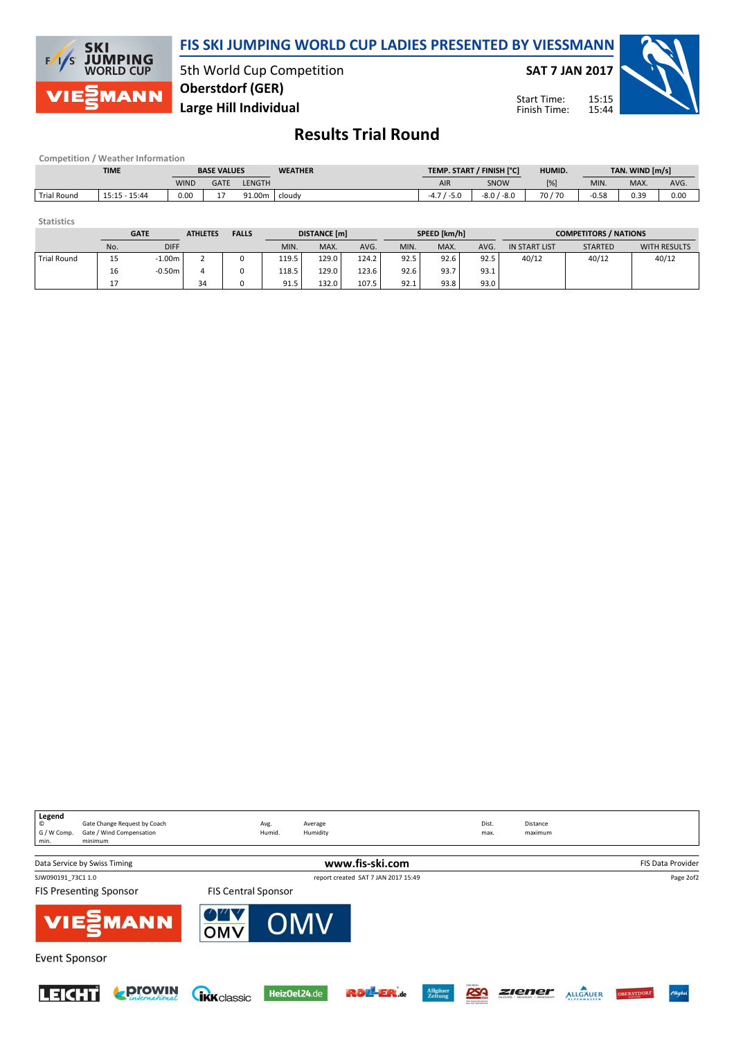# FIS SKI JUMPING WORLD CUP LADIES PRESENTED BY VIESSMANN

5th World Cup Competition
**Oberstdorf (GER)**
**Large Hill Individual**

**SAT 7 JAN 2017**

Start Time: 15:15
Finish Time: 15:44

## Results Trial Round

Competition / Weather Information

| | TIME | BASE VALUES | | | WEATHER | TEMP. START / FINISH [°C] | | HUMID. | TAN. WIND [m/s] | | |
|---|---|---|---|---|---|---|---|---|---|---|---|
| | | WIND | GATE | LENGTH | | AIR | SNOW | [%] | MIN. | MAX. | AVG. |
| Trial Round | 15:15 - 15:44 | 0.00 | 17 | 91.00m | cloudy | -4.7 / -5.0 | -8.0 / -8.0 | 70 / 70 | -0.58 | 0.39 | 0.00 |

Statistics

| | GATE | | ATHLETES | FALLS | DISTANCE [m] | | | SPEED [km/h] | | | COMPETITORS / NATIONS | | |
|---|---|---|---|---|---|---|---|---|---|---|---|---|---|
| | No. | DIFF | | | MIN. | MAX. | AVG. | MIN. | MAX. | AVG. | IN START LIST | STARTED | WITH RESULTS |
| Trial Round | 15 | -1.00m | 2 | 0 | 119.5 | 129.0 | 124.2 | 92.5 | 92.6 | 92.5 | 40/12 | 40/12 | 40/12 |
| | 16 | -0.50m | 4 | 0 | 118.5 | 129.0 | 123.6 | 92.6 | 93.7 | 93.1 | | | |
| | 17 | | 34 | 0 | 91.5 | 132.0 | 107.5 | 92.1 | 93.8 | 93.0 | | | |

**Legend**

| | | | | | |
|---|---|---|---|---|---|
| © | Gate Change Request by Coach | Avg. | Average | Dist. | Distance |
| G / W Comp. | Gate / Wind Compensation | Humid. | Humidity | max. | maximum |
| min. | minimum | | | | |

Data Service by Swiss Timing — www.fis-ski.com — FIS Data Provider

SJW090191_73C1 1.0 — report created SAT 7 JAN 2017 15:49

FIS Presenting Sponsor: VIESSMANN
FIS Central Sponsor: OMV

Event Sponsor